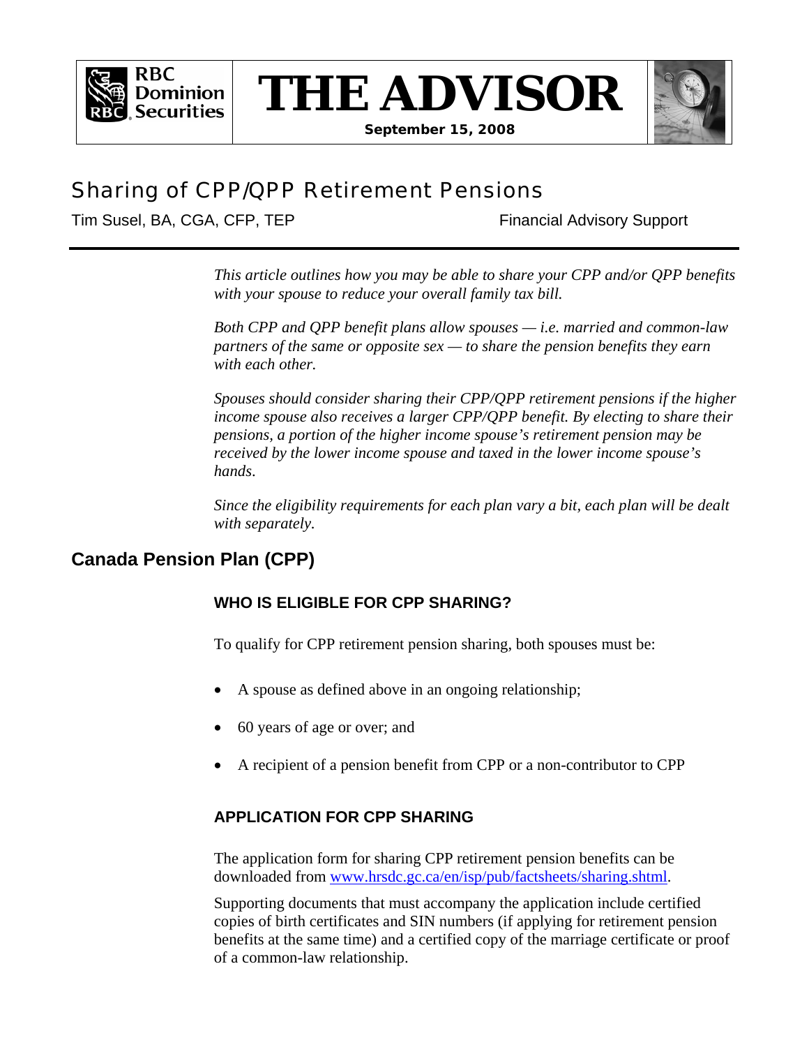RBC Dominion Securities

# THE ADVISOR

**September 15, 2008**

## Sharing of CPP/QPP Retirement Pensions

Tim Susel, BA, CGA, CFP, TEP — Financial Advisory Support

---

*This article outlines how you may be able to share your CPP and/or QPP benefits with your spouse to reduce your overall family tax bill.*

*Both CPP and QPP benefit plans allow spouses — i.e. married and common-law partners of the same or opposite sex — to share the pension benefits they earn with each other.*

*Spouses should consider sharing their CPP/QPP retirement pensions if the higher income spouse also receives a larger CPP/QPP benefit. By electing to share their pensions, a portion of the higher income spouse's retirement pension may be received by the lower income spouse and taxed in the lower income spouse's hands.*

*Since the eligibility requirements for each plan vary a bit, each plan will be dealt with separately.*

## Canada Pension Plan (CPP)

### WHO IS ELIGIBLE FOR CPP SHARING?

To qualify for CPP retirement pension sharing, both spouses must be:

- A spouse as defined above in an ongoing relationship;
- 60 years of age or over; and
- A recipient of a pension benefit from CPP or a non-contributor to CPP

### APPLICATION FOR CPP SHARING

The application form for sharing CPP retirement pension benefits can be downloaded from www.hrsdc.gc.ca/en/isp/pub/factsheets/sharing.shtml.

Supporting documents that must accompany the application include certified copies of birth certificates and SIN numbers (if applying for retirement pension benefits at the same time) and a certified copy of the marriage certificate or proof of a common-law relationship.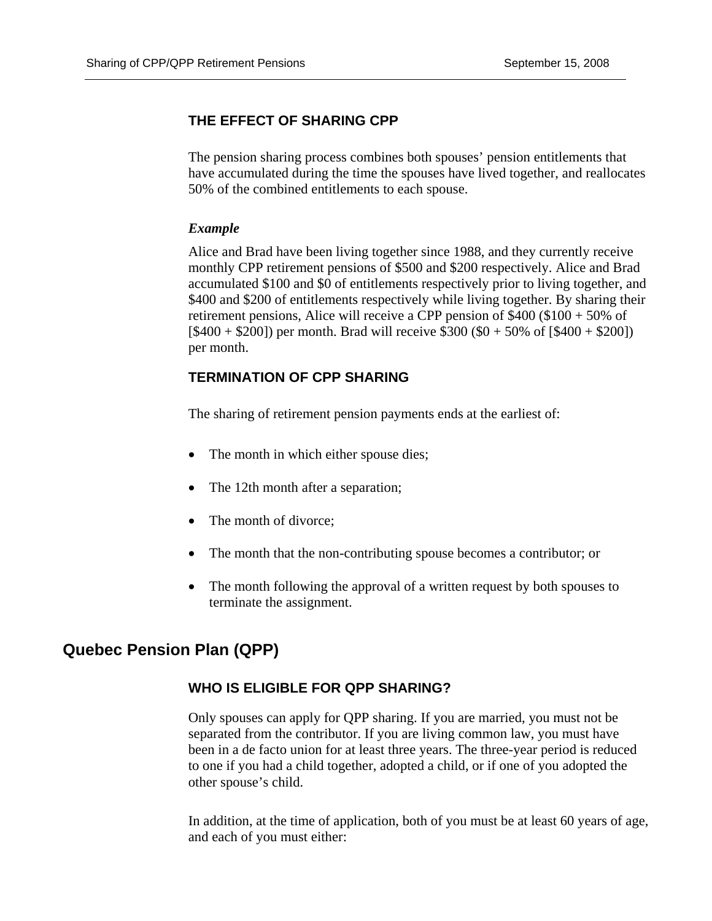### THE EFFECT OF SHARING CPP

The pension sharing process combines both spouses' pension entitlements that have accumulated during the time the spouses have lived together, and reallocates 50% of the combined entitlements to each spouse.

#### *Example*

Alice and Brad have been living together since 1988, and they currently receive monthly CPP retirement pensions of $500 and $200 respectively. Alice and Brad accumulated $100 and $0 of entitlements respectively prior to living together, and $400 and $200 of entitlements respectively while living together. By sharing their retirement pensions, Alice will receive a CPP pension of $400 ($100 + 50% of [$400 + $200]) per month. Brad will receive $300 ($0 + 50% of [$400 + $200]) per month.

### TERMINATION OF CPP SHARING

The sharing of retirement pension payments ends at the earliest of:

- The month in which either spouse dies;
- The 12th month after a separation;
- The month of divorce;
- The month that the non-contributing spouse becomes a contributor; or
- The month following the approval of a written request by both spouses to terminate the assignment.

## Quebec Pension Plan (QPP)

### WHO IS ELIGIBLE FOR QPP SHARING?

Only spouses can apply for QPP sharing. If you are married, you must not be separated from the contributor. If you are living common law, you must have been in a de facto union for at least three years. The three-year period is reduced to one if you had a child together, adopted a child, or if one of you adopted the other spouse's child.

In addition, at the time of application, both of you must be at least 60 years of age, and each of you must either: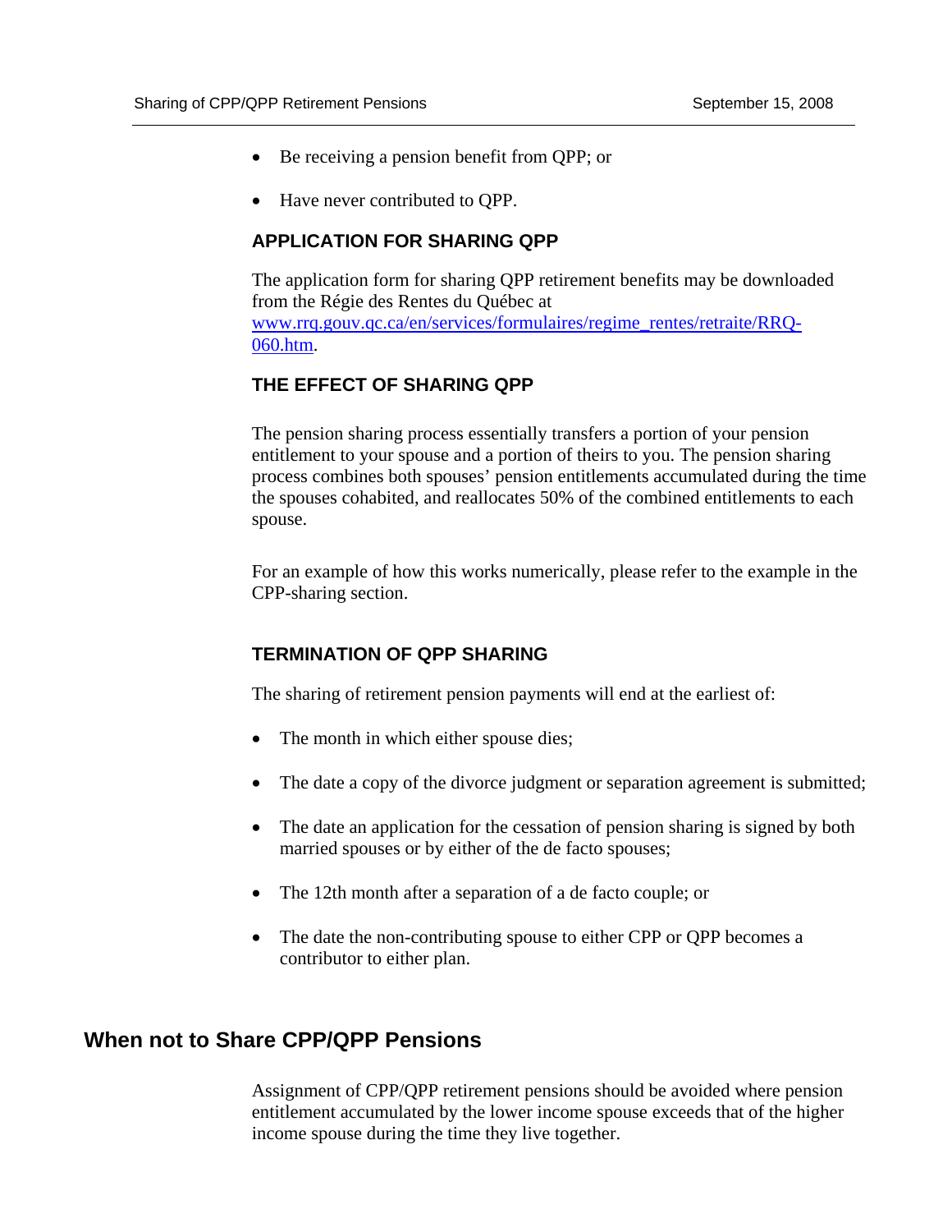- Be receiving a pension benefit from QPP; or
- Have never contributed to QPP.

### APPLICATION FOR SHARING QPP

The application form for sharing QPP retirement benefits may be downloaded from the Régie des Rentes du Québec at [www.rrq.gouv.qc.ca/en/services/formulaires/regime_rentes/retraite/RRQ-060.htm](www.rrq.gouv.qc.ca/en/services/formulaires/regime_rentes/retraite/RRQ-060.htm).

### THE EFFECT OF SHARING QPP

The pension sharing process essentially transfers a portion of your pension entitlement to your spouse and a portion of theirs to you. The pension sharing process combines both spouses' pension entitlements accumulated during the time the spouses cohabited, and reallocates 50% of the combined entitlements to each spouse.

For an example of how this works numerically, please refer to the example in the CPP-sharing section.

### TERMINATION OF QPP SHARING

The sharing of retirement pension payments will end at the earliest of:

- The month in which either spouse dies;
- The date a copy of the divorce judgment or separation agreement is submitted;
- The date an application for the cessation of pension sharing is signed by both married spouses or by either of the de facto spouses;
- The 12th month after a separation of a de facto couple; or
- The date the non-contributing spouse to either CPP or QPP becomes a contributor to either plan.

## When not to Share CPP/QPP Pensions

Assignment of CPP/QPP retirement pensions should be avoided where pension entitlement accumulated by the lower income spouse exceeds that of the higher income spouse during the time they live together.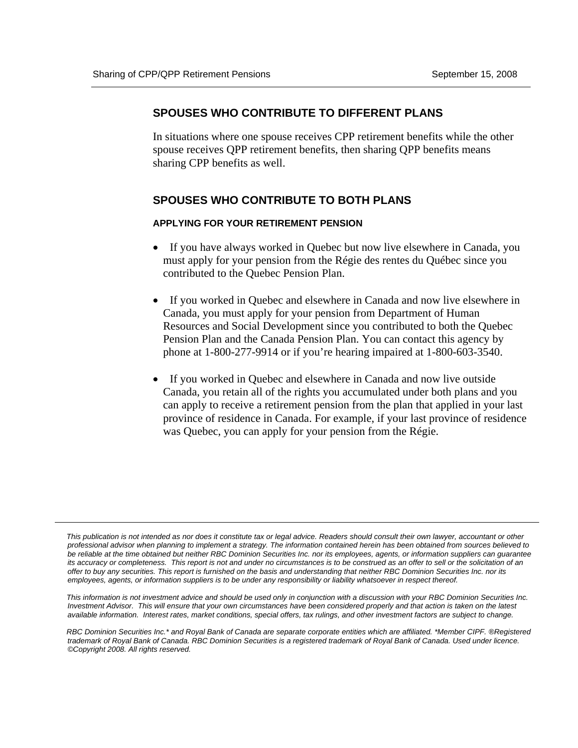## SPOUSES WHO CONTRIBUTE TO DIFFERENT PLANS

In situations where one spouse receives CPP retirement benefits while the other spouse receives QPP retirement benefits, then sharing QPP benefits means sharing CPP benefits as well.

## SPOUSES WHO CONTRIBUTE TO BOTH PLANS

### APPLYING FOR YOUR RETIREMENT PENSION

- If you have always worked in Quebec but now live elsewhere in Canada, you must apply for your pension from the Régie des rentes du Québec since you contributed to the Quebec Pension Plan.

- If you worked in Quebec and elsewhere in Canada and now live elsewhere in Canada, you must apply for your pension from Department of Human Resources and Social Development since you contributed to both the Quebec Pension Plan and the Canada Pension Plan. You can contact this agency by phone at 1-800-277-9914 or if you're hearing impaired at 1-800-603-3540.

- If you worked in Quebec and elsewhere in Canada and now live outside Canada, you retain all of the rights you accumulated under both plans and you can apply to receive a retirement pension from the plan that applied in your last province of residence in Canada. For example, if your last province of residence was Quebec, you can apply for your pension from the Régie.

---

*This publication is not intended as nor does it constitute tax or legal advice. Readers should consult their own lawyer, accountant or other professional advisor when planning to implement a strategy. The information contained herein has been obtained from sources believed to be reliable at the time obtained but neither RBC Dominion Securities Inc. nor its employees, agents, or information suppliers can guarantee its accuracy or completeness. This report is not and under no circumstances is to be construed as an offer to sell or the solicitation of an offer to buy any securities. This report is furnished on the basis and understanding that neither RBC Dominion Securities Inc. nor its employees, agents, or information suppliers is to be under any responsibility or liability whatsoever in respect thereof.*

*This information is not investment advice and should be used only in conjunction with a discussion with your RBC Dominion Securities Inc. Investment Advisor. This will ensure that your own circumstances have been considered properly and that action is taken on the latest available information. Interest rates, market conditions, special offers, tax rulings, and other investment factors are subject to change.*

*RBC Dominion Securities Inc.\* and Royal Bank of Canada are separate corporate entities which are affiliated. \*Member CIPF. ®Registered trademark of Royal Bank of Canada. RBC Dominion Securities is a registered trademark of Royal Bank of Canada. Used under licence. ©Copyright 2008. All rights reserved.*